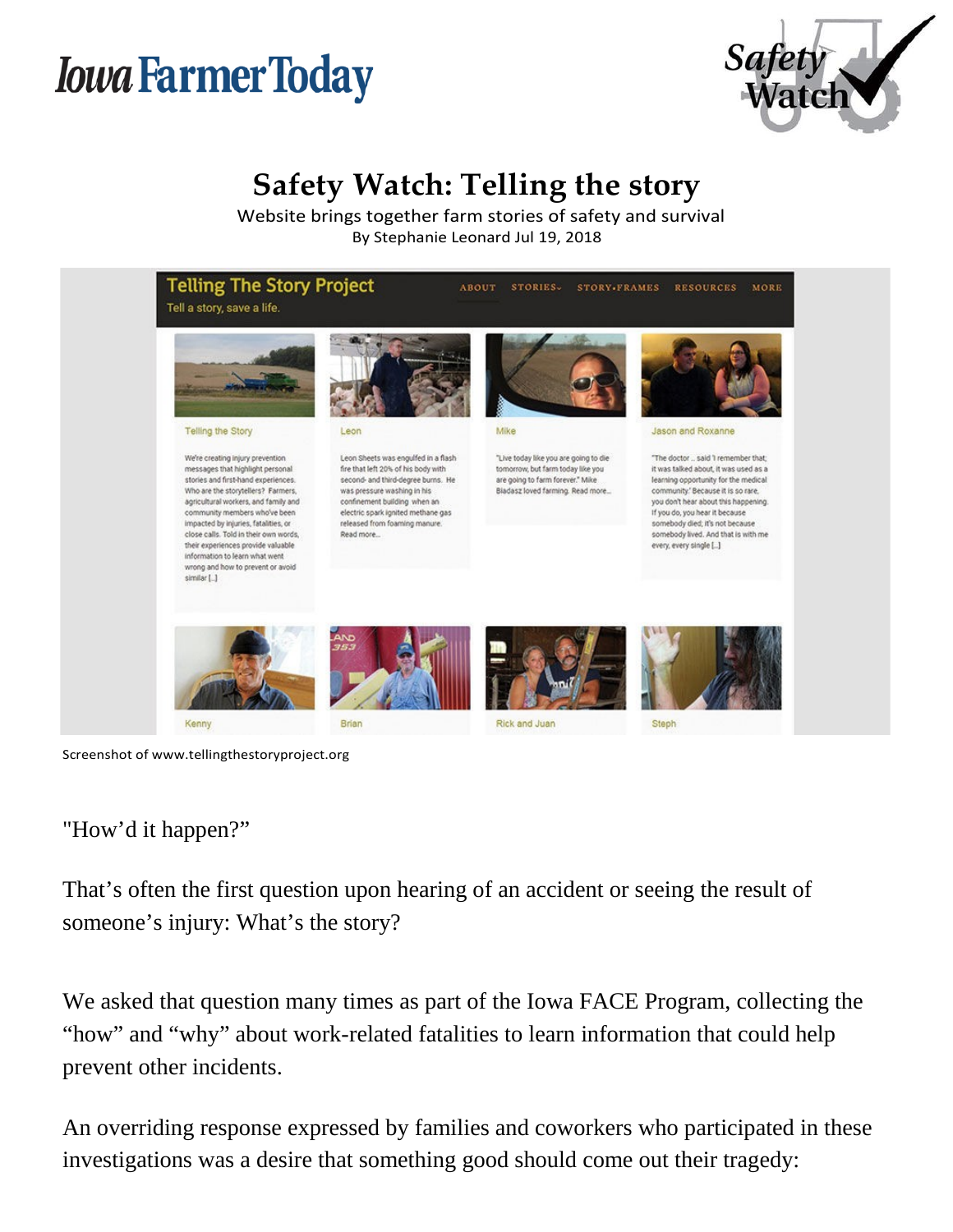Iowa Farmer Today

Safety Watch

# Safety Watch: Telling the story

Website brings together farm stories of safety and survival

By Stephanie Leonard Jul 19, 2018

Screenshot of www.tellingthestoryproject.org

"How'd it happen?"

That's often the first question upon hearing of an accident or seeing the result of someone's injury: What's the story?

We asked that question many times as part of the Iowa FACE Program, collecting the "how" and "why" about work-related fatalities to learn information that could help prevent other incidents.

An overriding response expressed by families and coworkers who participated in these investigations was a desire that something good should come out their tragedy: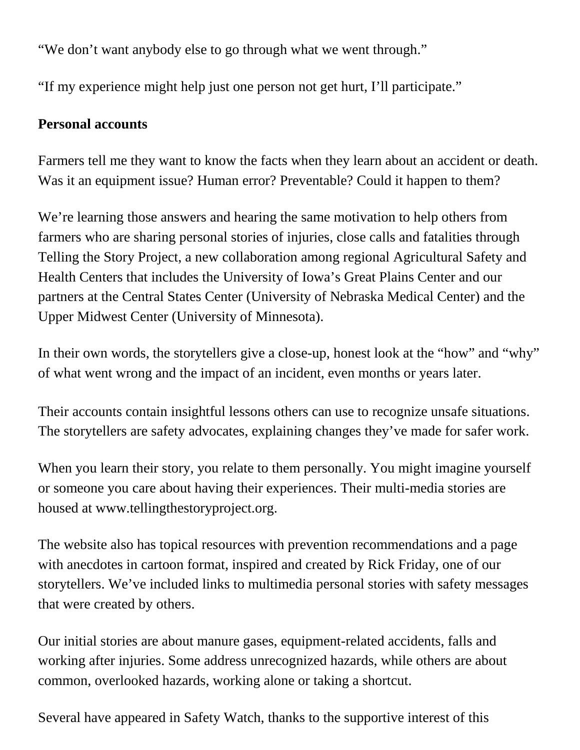"We don't want anybody else to go through what we went through."

"If my experience might help just one person not get hurt, I'll participate."

**Personal accounts**

Farmers tell me they want to know the facts when they learn about an accident or death. Was it an equipment issue? Human error? Preventable? Could it happen to them?

We're learning those answers and hearing the same motivation to help others from farmers who are sharing personal stories of injuries, close calls and fatalities through Telling the Story Project, a new collaboration among regional Agricultural Safety and Health Centers that includes the University of Iowa's Great Plains Center and our partners at the Central States Center (University of Nebraska Medical Center) and the Upper Midwest Center (University of Minnesota).

In their own words, the storytellers give a close-up, honest look at the "how" and "why" of what went wrong and the impact of an incident, even months or years later.

Their accounts contain insightful lessons others can use to recognize unsafe situations. The storytellers are safety advocates, explaining changes they've made for safer work.

When you learn their story, you relate to them personally. You might imagine yourself or someone you care about having their experiences. Their multi-media stories are housed at www.tellingthestoryproject.org.

The website also has topical resources with prevention recommendations and a page with anecdotes in cartoon format, inspired and created by Rick Friday, one of our storytellers. We've included links to multimedia personal stories with safety messages that were created by others.

Our initial stories are about manure gases, equipment-related accidents, falls and working after injuries. Some address unrecognized hazards, while others are about common, overlooked hazards, working alone or taking a shortcut.

Several have appeared in Safety Watch, thanks to the supportive interest of this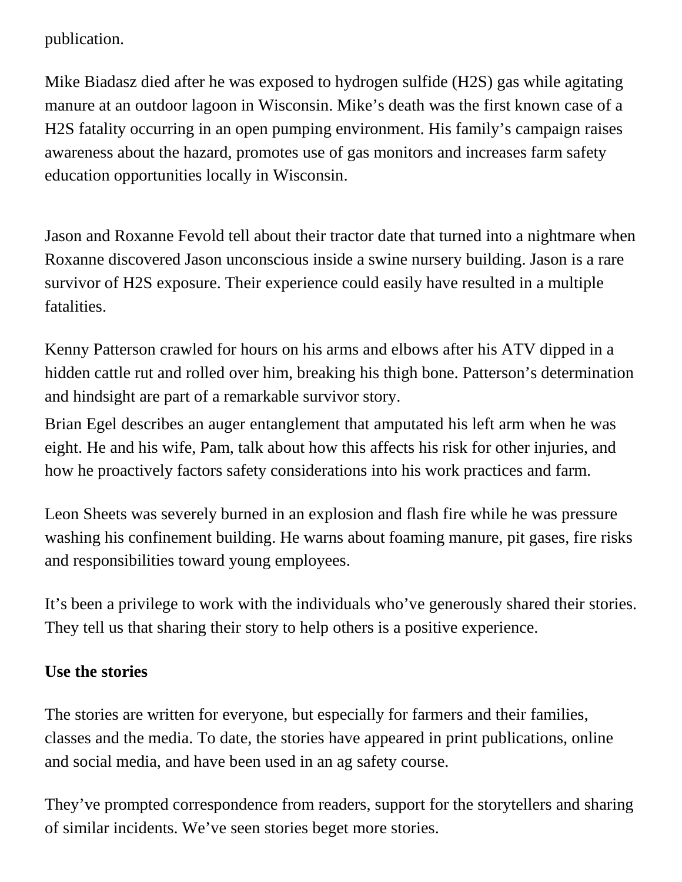publication.

Mike Biadasz died after he was exposed to hydrogen sulfide ($H_2S$) gas while agitating manure at an outdoor lagoon in Wisconsin. Mike's death was the first known case of a $H_2S$ fatality occurring in an open pumping environment. His family's campaign raises awareness about the hazard, promotes use of gas monitors and increases farm safety education opportunities locally in Wisconsin.

Jason and Roxanne Fevold tell about their tractor date that turned into a nightmare when Roxanne discovered Jason unconscious inside a swine nursery building. Jason is a rare survivor of $H_2S$ exposure. Their experience could easily have resulted in a multiple fatalities.

Kenny Patterson crawled for hours on his arms and elbows after his ATV dipped in a hidden cattle rut and rolled over him, breaking his thigh bone. Patterson's determination and hindsight are part of a remarkable survivor story.

Brian Egel describes an auger entanglement that amputated his left arm when he was eight. He and his wife, Pam, talk about how this affects his risk for other injuries, and how he proactively factors safety considerations into his work practices and farm.

Leon Sheets was severely burned in an explosion and flash fire while he was pressure washing his confinement building. He warns about foaming manure, pit gases, fire risks and responsibilities toward young employees.

It's been a privilege to work with the individuals who've generously shared their stories. They tell us that sharing their story to help others is a positive experience.

**Use the stories**

The stories are written for everyone, but especially for farmers and their families, classes and the media. To date, the stories have appeared in print publications, online and social media, and have been used in an ag safety course.

They've prompted correspondence from readers, support for the storytellers and sharing of similar incidents. We've seen stories beget more stories.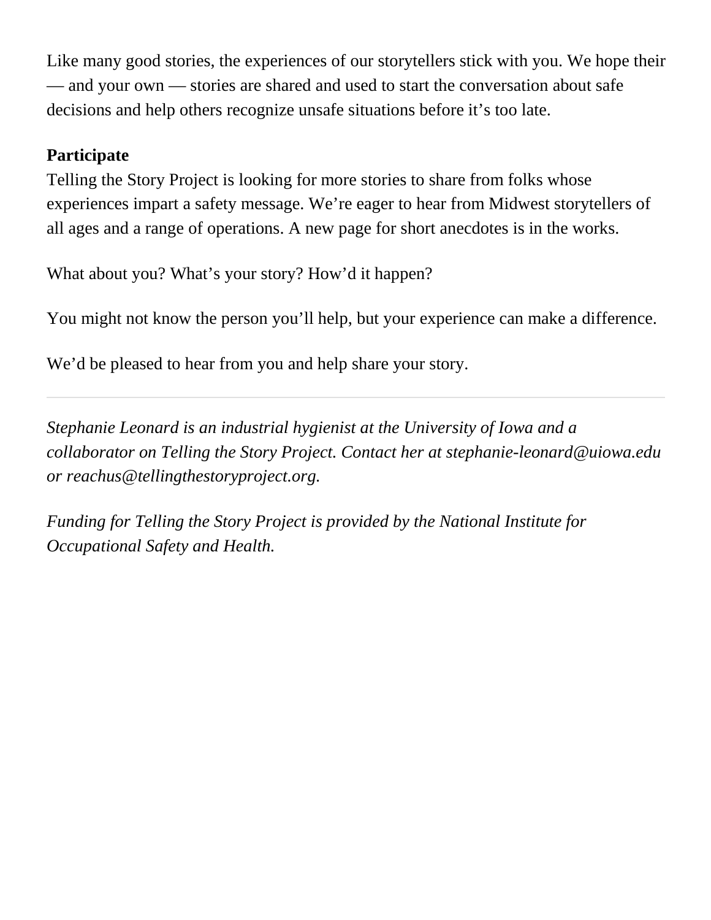Like many good stories, the experiences of our storytellers stick with you. We hope their — and your own — stories are shared and used to start the conversation about safe decisions and help others recognize unsafe situations before it's too late.

**Participate**

Telling the Story Project is looking for more stories to share from folks whose experiences impart a safety message. We're eager to hear from Midwest storytellers of all ages and a range of operations. A new page for short anecdotes is in the works.

What about you? What's your story? How'd it happen?

You might not know the person you'll help, but your experience can make a difference.

We'd be pleased to hear from you and help share your story.

---

*Stephanie Leonard is an industrial hygienist at the University of Iowa and a collaborator on Telling the Story Project. Contact her at stephanie-leonard@uiowa.edu or reachus@tellingthestoryproject.org.*

*Funding for Telling the Story Project is provided by the National Institute for Occupational Safety and Health.*